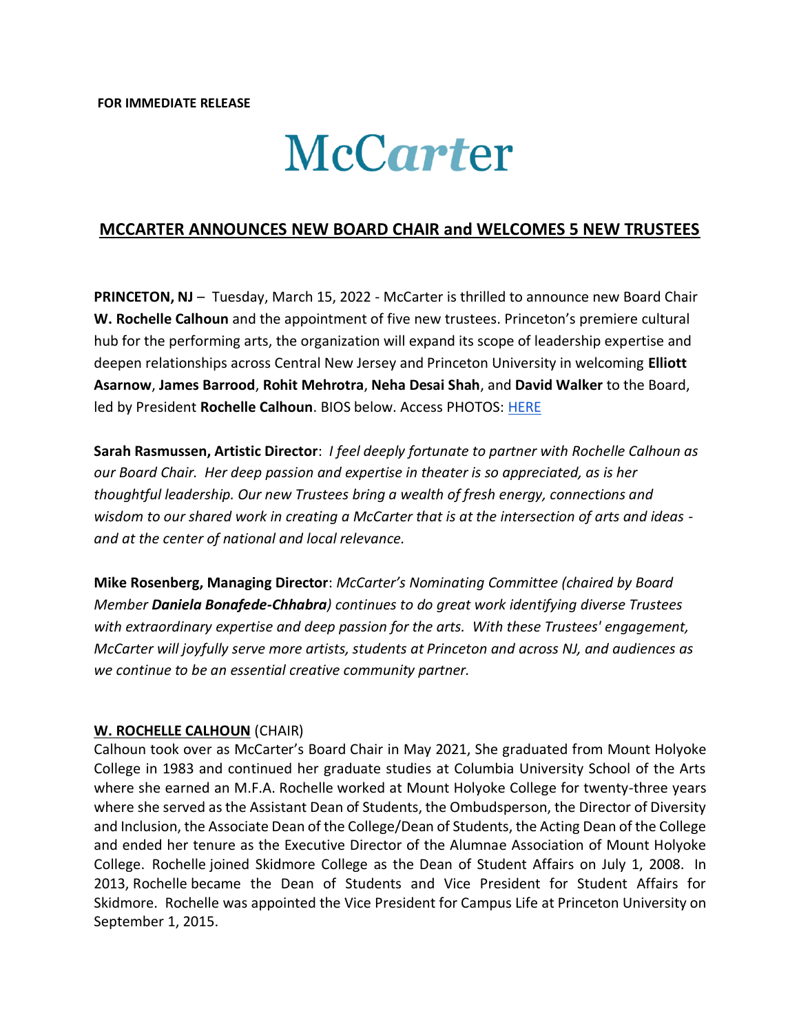**FOR IMMEDIATE RELEASE**

McC*art*er

# MCCARTER ANNOUNCES NEW BOARD CHAIR and WELCOMES 5 NEW TRUSTEES

**PRINCETON, NJ** – Tuesday, March 15, 2022 - McCarter is thrilled to announce new Board Chair **W. Rochelle Calhoun** and the appointment of five new trustees. Princeton's premiere cultural hub for the performing arts, the organization will expand its scope of leadership expertise and deepen relationships across Central New Jersey and Princeton University in welcoming **Elliott Asarnow**, **James Barrood**, **Rohit Mehrotra**, **Neha Desai Shah**, and **David Walker** to the Board, led by President **Rochelle Calhoun**. BIOS below. Access PHOTOS: HERE

**Sarah Rasmussen, Artistic Director**: *I feel deeply fortunate to partner with Rochelle Calhoun as our Board Chair. Her deep passion and expertise in theater is so appreciated, as is her thoughtful leadership. Our new Trustees bring a wealth of fresh energy, connections and wisdom to our shared work in creating a McCarter that is at the intersection of arts and ideas - and at the center of national and local relevance.*

**Mike Rosenberg, Managing Director**: *McCarter's Nominating Committee (chaired by Board Member* ***Daniela Bonafede-Chhabra****) continues to do great work identifying diverse Trustees with extraordinary expertise and deep passion for the arts. With these Trustees' engagement, McCarter will joyfully serve more artists, students at Princeton and across NJ, and audiences as we continue to be an essential creative community partner.*

## W. ROCHELLE CALHOUN (CHAIR)

Calhoun took over as McCarter's Board Chair in May 2021, She graduated from Mount Holyoke College in 1983 and continued her graduate studies at Columbia University School of the Arts where she earned an M.F.A. Rochelle worked at Mount Holyoke College for twenty-three years where she served as the Assistant Dean of Students, the Ombudsperson, the Director of Diversity and Inclusion, the Associate Dean of the College/Dean of Students, the Acting Dean of the College and ended her tenure as the Executive Director of the Alumnae Association of Mount Holyoke College. Rochelle joined Skidmore College as the Dean of Student Affairs on July 1, 2008. In 2013, Rochelle became the Dean of Students and Vice President for Student Affairs for Skidmore. Rochelle was appointed the Vice President for Campus Life at Princeton University on September 1, 2015.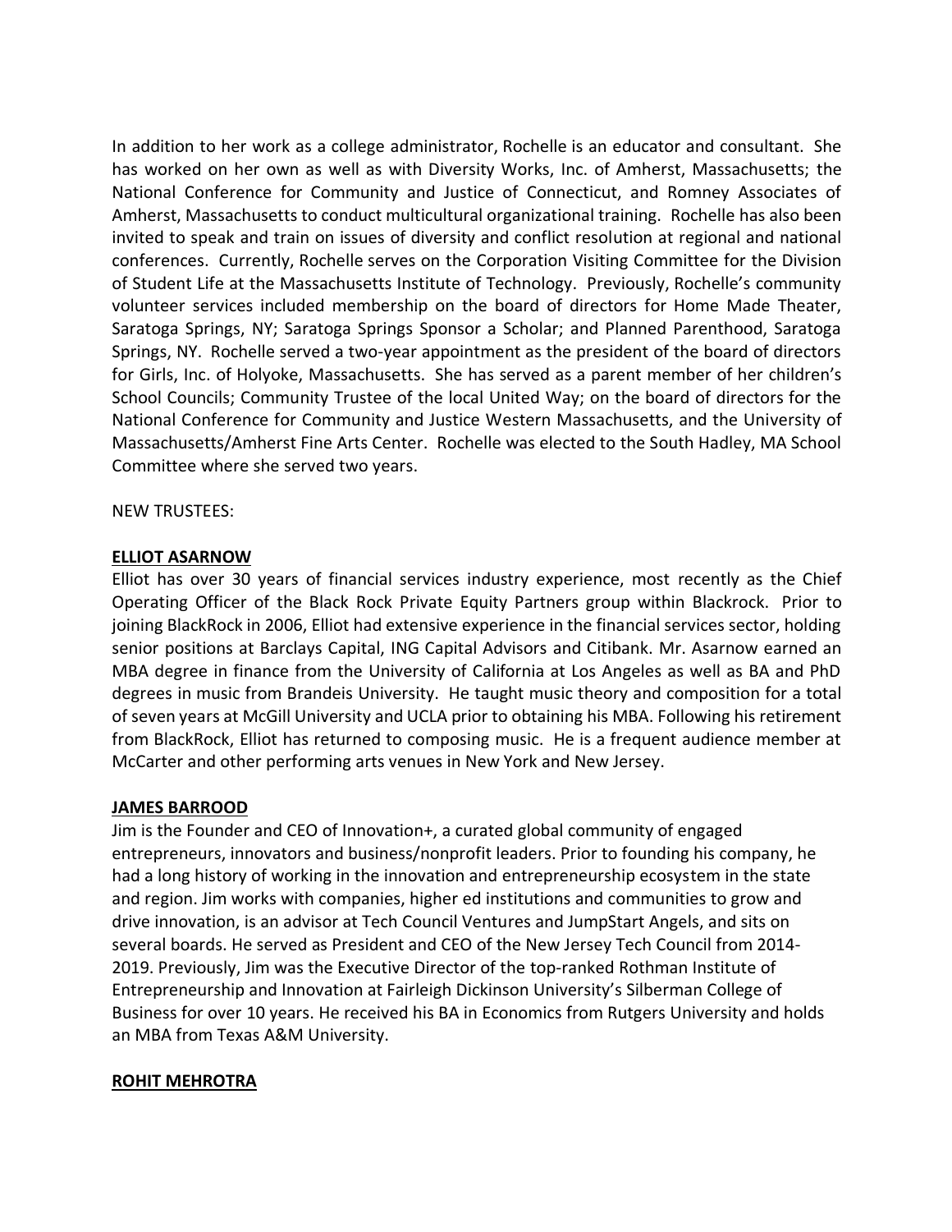In addition to her work as a college administrator, Rochelle is an educator and consultant. She has worked on her own as well as with Diversity Works, Inc. of Amherst, Massachusetts; the National Conference for Community and Justice of Connecticut, and Romney Associates of Amherst, Massachusetts to conduct multicultural organizational training. Rochelle has also been invited to speak and train on issues of diversity and conflict resolution at regional and national conferences. Currently, Rochelle serves on the Corporation Visiting Committee for the Division of Student Life at the Massachusetts Institute of Technology. Previously, Rochelle's community volunteer services included membership on the board of directors for Home Made Theater, Saratoga Springs, NY; Saratoga Springs Sponsor a Scholar; and Planned Parenthood, Saratoga Springs, NY. Rochelle served a two-year appointment as the president of the board of directors for Girls, Inc. of Holyoke, Massachusetts. She has served as a parent member of her children's School Councils; Community Trustee of the local United Way; on the board of directors for the National Conference for Community and Justice Western Massachusetts, and the University of Massachusetts/Amherst Fine Arts Center. Rochelle was elected to the South Hadley, MA School Committee where she served two years.

NEW TRUSTEES:

**ELLIOT ASARNOW**

Elliot has over 30 years of financial services industry experience, most recently as the Chief Operating Officer of the Black Rock Private Equity Partners group within Blackrock. Prior to joining BlackRock in 2006, Elliot had extensive experience in the financial services sector, holding senior positions at Barclays Capital, ING Capital Advisors and Citibank. Mr. Asarnow earned an MBA degree in finance from the University of California at Los Angeles as well as BA and PhD degrees in music from Brandeis University. He taught music theory and composition for a total of seven years at McGill University and UCLA prior to obtaining his MBA. Following his retirement from BlackRock, Elliot has returned to composing music. He is a frequent audience member at McCarter and other performing arts venues in New York and New Jersey.

**JAMES BARROOD**

Jim is the Founder and CEO of Innovation+, a curated global community of engaged entrepreneurs, innovators and business/nonprofit leaders. Prior to founding his company, he had a long history of working in the innovation and entrepreneurship ecosystem in the state and region. Jim works with companies, higher ed institutions and communities to grow and drive innovation, is an advisor at Tech Council Ventures and JumpStart Angels, and sits on several boards. He served as President and CEO of the New Jersey Tech Council from 2014-2019. Previously, Jim was the Executive Director of the top-ranked Rothman Institute of Entrepreneurship and Innovation at Fairleigh Dickinson University's Silberman College of Business for over 10 years. He received his BA in Economics from Rutgers University and holds an MBA from Texas A&M University.

**ROHIT MEHROTRA**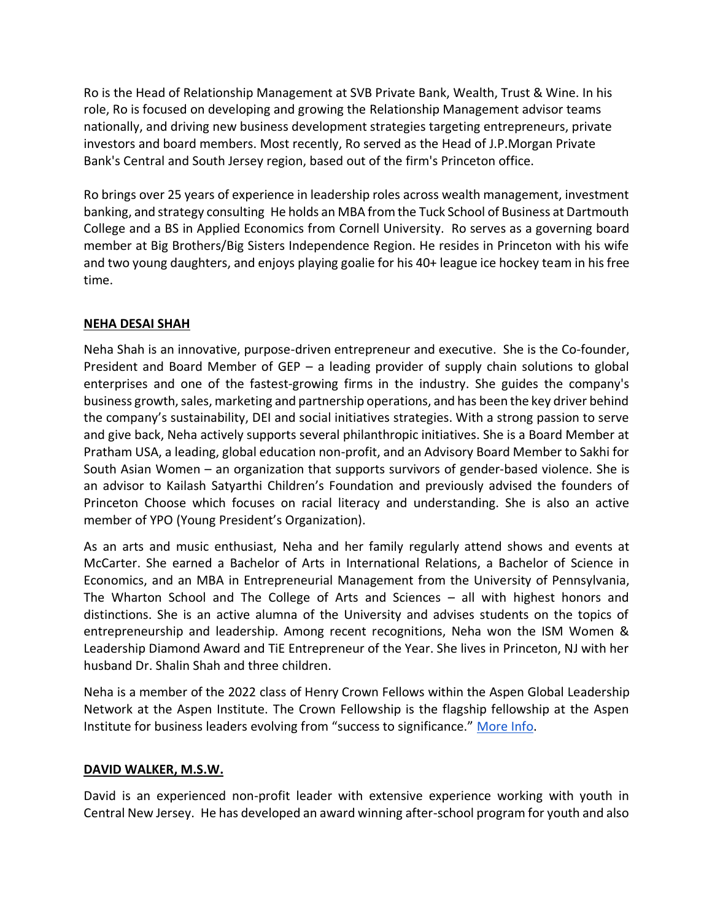Ro is the Head of Relationship Management at SVB Private Bank, Wealth, Trust & Wine. In his role, Ro is focused on developing and growing the Relationship Management advisor teams nationally, and driving new business development strategies targeting entrepreneurs, private investors and board members. Most recently, Ro served as the Head of J.P.Morgan Private Bank's Central and South Jersey region, based out of the firm's Princeton office.

Ro brings over 25 years of experience in leadership roles across wealth management, investment banking, and strategy consulting He holds an MBA from the Tuck School of Business at Dartmouth College and a BS in Applied Economics from Cornell University. Ro serves as a governing board member at Big Brothers/Big Sisters Independence Region. He resides in Princeton with his wife and two young daughters, and enjoys playing goalie for his 40+ league ice hockey team in his free time.

**NEHA DESAI SHAH**

Neha Shah is an innovative, purpose-driven entrepreneur and executive. She is the Co-founder, President and Board Member of GEP – a leading provider of supply chain solutions to global enterprises and one of the fastest-growing firms in the industry. She guides the company's business growth, sales, marketing and partnership operations, and has been the key driver behind the company's sustainability, DEI and social initiatives strategies. With a strong passion to serve and give back, Neha actively supports several philanthropic initiatives. She is a Board Member at Pratham USA, a leading, global education non-profit, and an Advisory Board Member to Sakhi for South Asian Women – an organization that supports survivors of gender-based violence. She is an advisor to Kailash Satyarthi Children's Foundation and previously advised the founders of Princeton Choose which focuses on racial literacy and understanding. She is also an active member of YPO (Young President's Organization).

As an arts and music enthusiast, Neha and her family regularly attend shows and events at McCarter. She earned a Bachelor of Arts in International Relations, a Bachelor of Science in Economics, and an MBA in Entrepreneurial Management from the University of Pennsylvania, The Wharton School and The College of Arts and Sciences – all with highest honors and distinctions. She is an active alumna of the University and advises students on the topics of entrepreneurship and leadership. Among recent recognitions, Neha won the ISM Women & Leadership Diamond Award and TiE Entrepreneur of the Year. She lives in Princeton, NJ with her husband Dr. Shalin Shah and three children.

Neha is a member of the 2022 class of Henry Crown Fellows within the Aspen Global Leadership Network at the Aspen Institute. The Crown Fellowship is the flagship fellowship at the Aspen Institute for business leaders evolving from "success to significance." More Info.

**DAVID WALKER, M.S.W.**

David is an experienced non-profit leader with extensive experience working with youth in Central New Jersey. He has developed an award winning after-school program for youth and also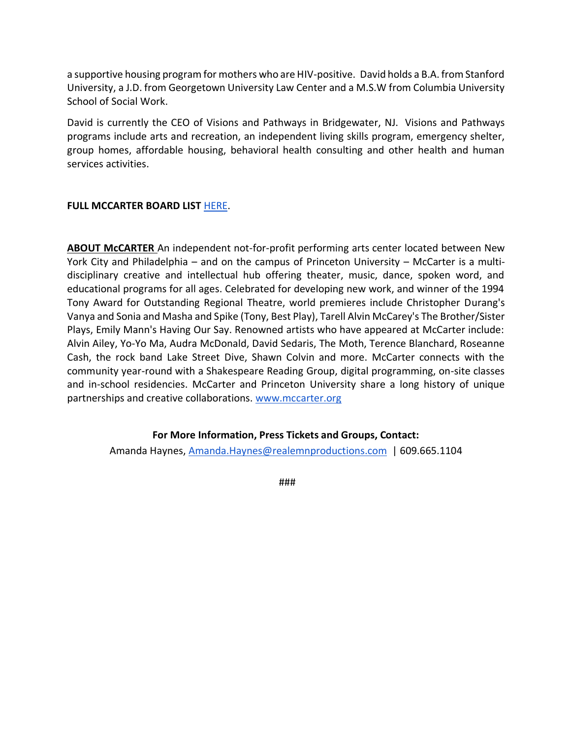a supportive housing program for mothers who are HIV-positive. David holds a B.A. from Stanford University, a J.D. from Georgetown University Law Center and a M.S.W from Columbia University School of Social Work.

David is currently the CEO of Visions and Pathways in Bridgewater, NJ. Visions and Pathways programs include arts and recreation, an independent living skills program, emergency shelter, group homes, affordable housing, behavioral health consulting and other health and human services activities.

**FULL MCCARTER BOARD LIST** [HERE](HERE).

**ABOUT McCARTER** An independent not-for-profit performing arts center located between New York City and Philadelphia – and on the campus of Princeton University – McCarter is a multi-disciplinary creative and intellectual hub offering theater, music, dance, spoken word, and educational programs for all ages. Celebrated for developing new work, and winner of the 1994 Tony Award for Outstanding Regional Theatre, world premieres include Christopher Durang's Vanya and Sonia and Masha and Spike (Tony, Best Play), Tarell Alvin McCarey's The Brother/Sister Plays, Emily Mann's Having Our Say. Renowned artists who have appeared at McCarter include: Alvin Ailey, Yo-Yo Ma, Audra McDonald, David Sedaris, The Moth, Terence Blanchard, Roseanne Cash, the rock band Lake Street Dive, Shawn Colvin and more. McCarter connects with the community year-round with a Shakespeare Reading Group, digital programming, on-site classes and in-school residencies. McCarter and Princeton University share a long history of unique partnerships and creative collaborations. www.mccarter.org

**For More Information, Press Tickets and Groups, Contact:**

Amanda Haynes, Amanda.Haynes@realemnproductions.com | 609.665.1104

###